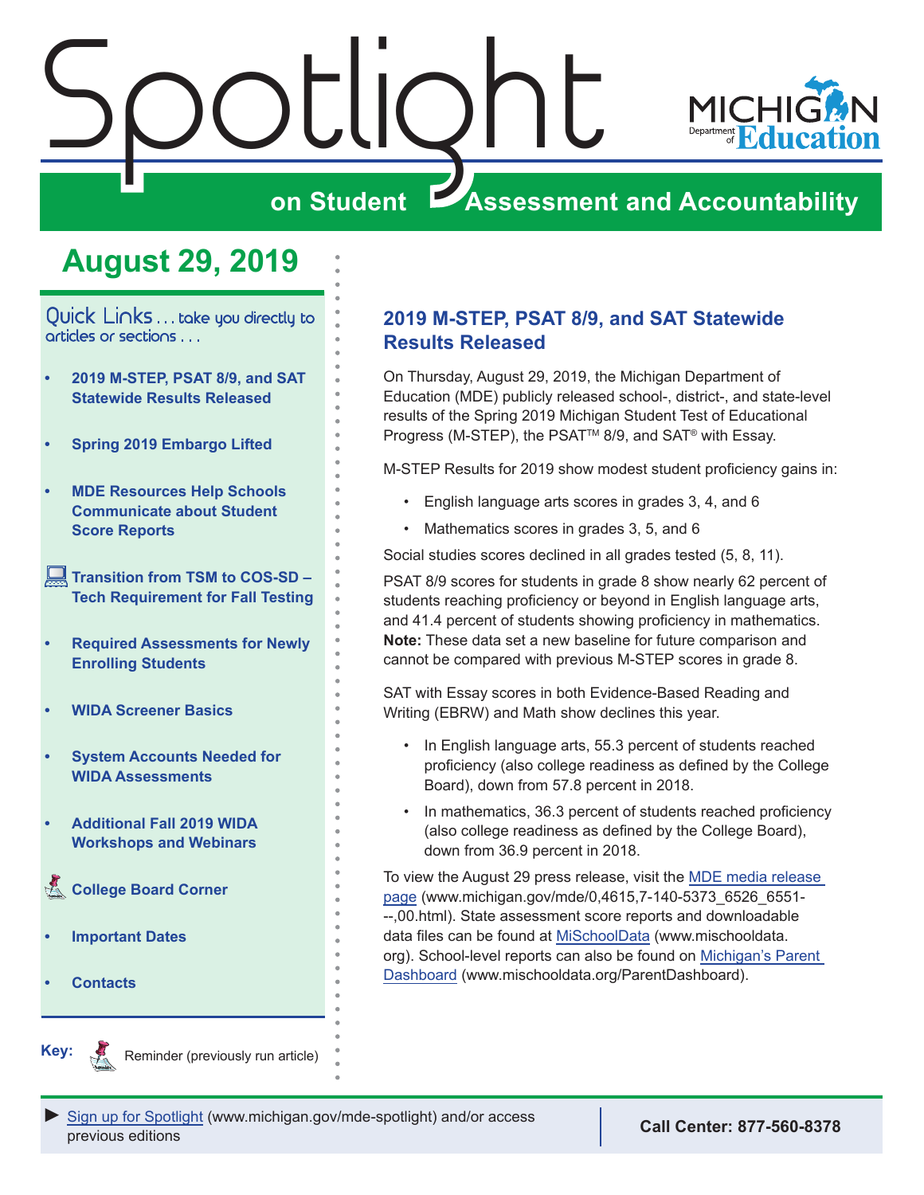# Spotlight on Student Assessment and Accountability

MICHIGAN Department of Education

## August 29, 2019

Quick Links . . . take you directly to articles or sections . . .

- **2019 M-STEP, PSAT 8/9, and SAT Statewide Results Released**
- **Spring 2019 Embargo Lifted**
- **MDE Resources Help Schools Communicate about Student Score Reports**
- **Transition from TSM to COS-SD – Tech Requirement for Fall Testing**
- **Required Assessments for Newly Enrolling Students**
- **WIDA Screener Basics**
- **System Accounts Needed for WIDA Assessments**
- **Additional Fall 2019 WIDA Workshops and Webinars**
- **College Board Corner**
- **Important Dates**
- **Contacts**

**Key:** Reminder (previously run article)

## 2019 M-STEP, PSAT 8/9, and SAT Statewide Results Released

On Thursday, August 29, 2019, the Michigan Department of Education (MDE) publicly released school-, district-, and state-level results of the Spring 2019 Michigan Student Test of Educational Progress (M-STEP), the PSAT™ 8/9, and SAT® with Essay.

M-STEP Results for 2019 show modest student proficiency gains in:

- English language arts scores in grades 3, 4, and 6
- Mathematics scores in grades 3, 5, and 6

Social studies scores declined in all grades tested (5, 8, 11).

PSAT 8/9 scores for students in grade 8 show nearly 62 percent of students reaching proficiency or beyond in English language arts, and 41.4 percent of students showing proficiency in mathematics. **Note:** These data set a new baseline for future comparison and cannot be compared with previous M-STEP scores in grade 8.

SAT with Essay scores in both Evidence-Based Reading and Writing (EBRW) and Math show declines this year.

- In English language arts, 55.3 percent of students reached proficiency (also college readiness as defined by the College Board), down from 57.8 percent in 2018.
- In mathematics, 36.3 percent of students reached proficiency (also college readiness as defined by the College Board), down from 36.9 percent in 2018.

To view the August 29 press release, visit the MDE media release page (www.michigan.gov/mde/0,4615,7-140-5373_6526_6551---,00.html). State assessment score reports and downloadable data files can be found at MiSchoolData (www.mischooldata.org). School-level reports can also be found on Michigan's Parent Dashboard (www.mischooldata.org/ParentDashboard).

► Sign up for Spotlight (www.michigan.gov/mde-spotlight) and/or access previous editions

**Call Center: 877-560-8378**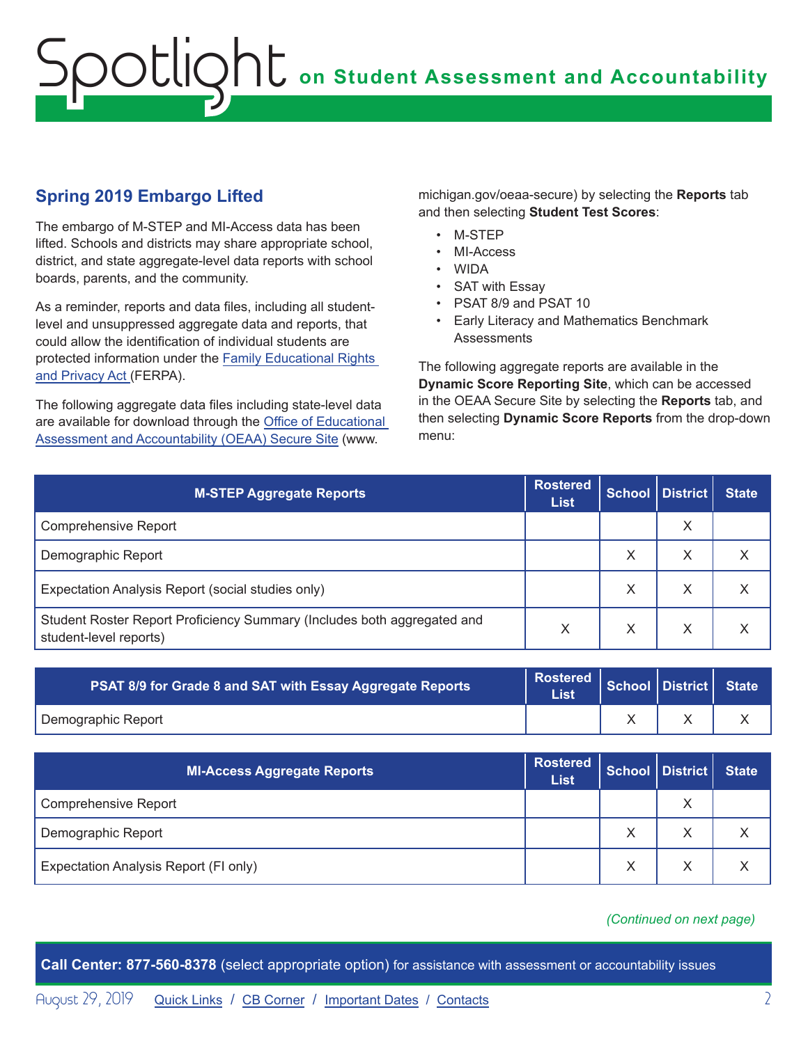## Spring 2019 Embargo Lifted

The embargo of M-STEP and MI-Access data has been lifted. Schools and districts may share appropriate school, district, and state aggregate-level data reports with school boards, parents, and the community.

As a reminder, reports and data files, including all student-level and unsuppressed aggregate data and reports, that could allow the identification of individual students are protected information under the Family Educational Rights and Privacy Act (FERPA).

The following aggregate data files including state-level data are available for download through the Office of Educational Assessment and Accountability (OEAA) Secure Site (www.michigan.gov/oeaa-secure) by selecting the **Reports** tab and then selecting **Student Test Scores**:

- M-STEP
- MI-Access
- WIDA
- SAT with Essay
- PSAT 8/9 and PSAT 10
- Early Literacy and Mathematics Benchmark Assessments

The following aggregate reports are available in the **Dynamic Score Reporting Site**, which can be accessed in the OEAA Secure Site by selecting the **Reports** tab, and then selecting **Dynamic Score Reports** from the drop-down menu:

| M-STEP Aggregate Reports | Rostered List | School | District | State |
|---|---|---|---|---|
| Comprehensive Report | | | X | |
| Demographic Report | | X | X | X |
| Expectation Analysis Report (social studies only) | | X | X | X |
| Student Roster Report Proficiency Summary (Includes both aggregated and student-level reports) | X | X | X | X |

| PSAT 8/9 for Grade 8 and SAT with Essay Aggregate Reports | Rostered List | School | District | State |
|---|---|---|---|---|
| Demographic Report | | X | X | X |

| MI-Access Aggregate Reports | Rostered List | School | District | State |
|---|---|---|---|---|
| Comprehensive Report | | | X | |
| Demographic Report | | X | X | X |
| Expectation Analysis Report (FI only) | | X | X | X |

*(Continued on next page)*

**Call Center: 877-560-8378** (select appropriate option) for assistance with assessment or accountability issues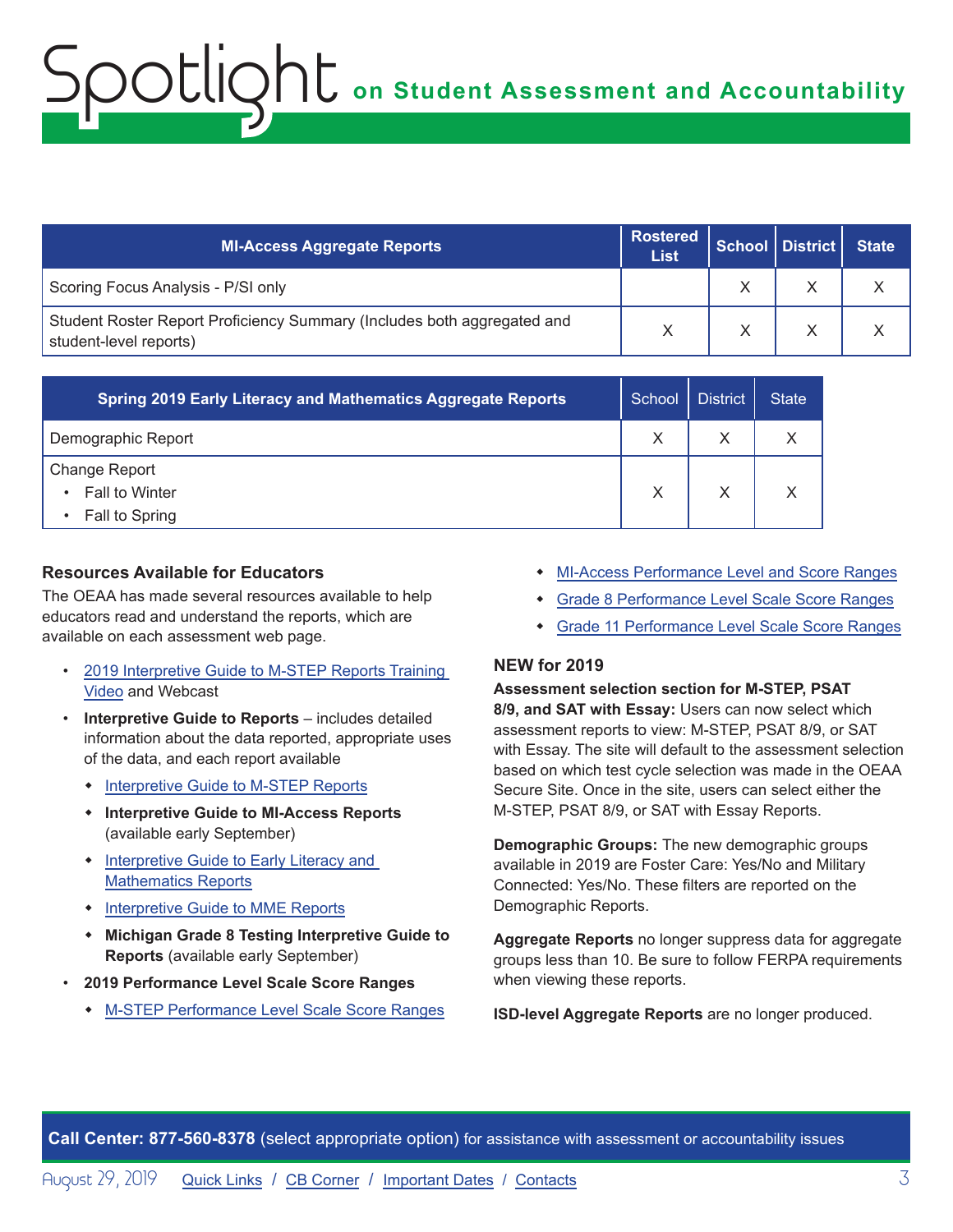| MI-Access Aggregate Reports | Rostered List | School | District | State |
|---|---|---|---|---|
| Scoring Focus Analysis - P/SI only | | X | X | X |
| Student Roster Report Proficiency Summary (Includes both aggregated and student-level reports) | X | X | X | X |

| Spring 2019 Early Literacy and Mathematics Aggregate Reports | School | District | State |
|---|---|---|---|
| Demographic Report | X | X | X |
| Change Report<br>• Fall to Winter<br>• Fall to Spring | X | X | X |

### Resources Available for Educators

The OEAA has made several resources available to help educators read and understand the reports, which are available on each assessment web page.

- 2019 Interpretive Guide to M-STEP Reports Training Video and Webcast
- **Interpretive Guide to Reports** – includes detailed information about the data reported, appropriate uses of the data, and each report available
    - Interpretive Guide to M-STEP Reports
    - **Interpretive Guide to MI-Access Reports** (available early September)
    - Interpretive Guide to Early Literacy and Mathematics Reports
    - Interpretive Guide to MME Reports
    - **Michigan Grade 8 Testing Interpretive Guide to Reports** (available early September)
- **2019 Performance Level Scale Score Ranges**
    - M-STEP Performance Level Scale Score Ranges
    - MI-Access Performance Level and Score Ranges
    - Grade 8 Performance Level Scale Score Ranges
    - Grade 11 Performance Level Scale Score Ranges

### NEW for 2019

**Assessment selection section for M-STEP, PSAT 8/9, and SAT with Essay:** Users can now select which assessment reports to view: M-STEP, PSAT 8/9, or SAT with Essay. The site will default to the assessment selection based on which test cycle selection was made in the OEAA Secure Site. Once in the site, users can select either the M-STEP, PSAT 8/9, or SAT with Essay Reports.

**Demographic Groups:** The new demographic groups available in 2019 are Foster Care: Yes/No and Military Connected: Yes/No. These filters are reported on the Demographic Reports.

**Aggregate Reports** no longer suppress data for aggregate groups less than 10. Be sure to follow FERPA requirements when viewing these reports.

**ISD-level Aggregate Reports** are no longer produced.

**Call Center: 877-560-8378** (select appropriate option) for assistance with assessment or accountability issues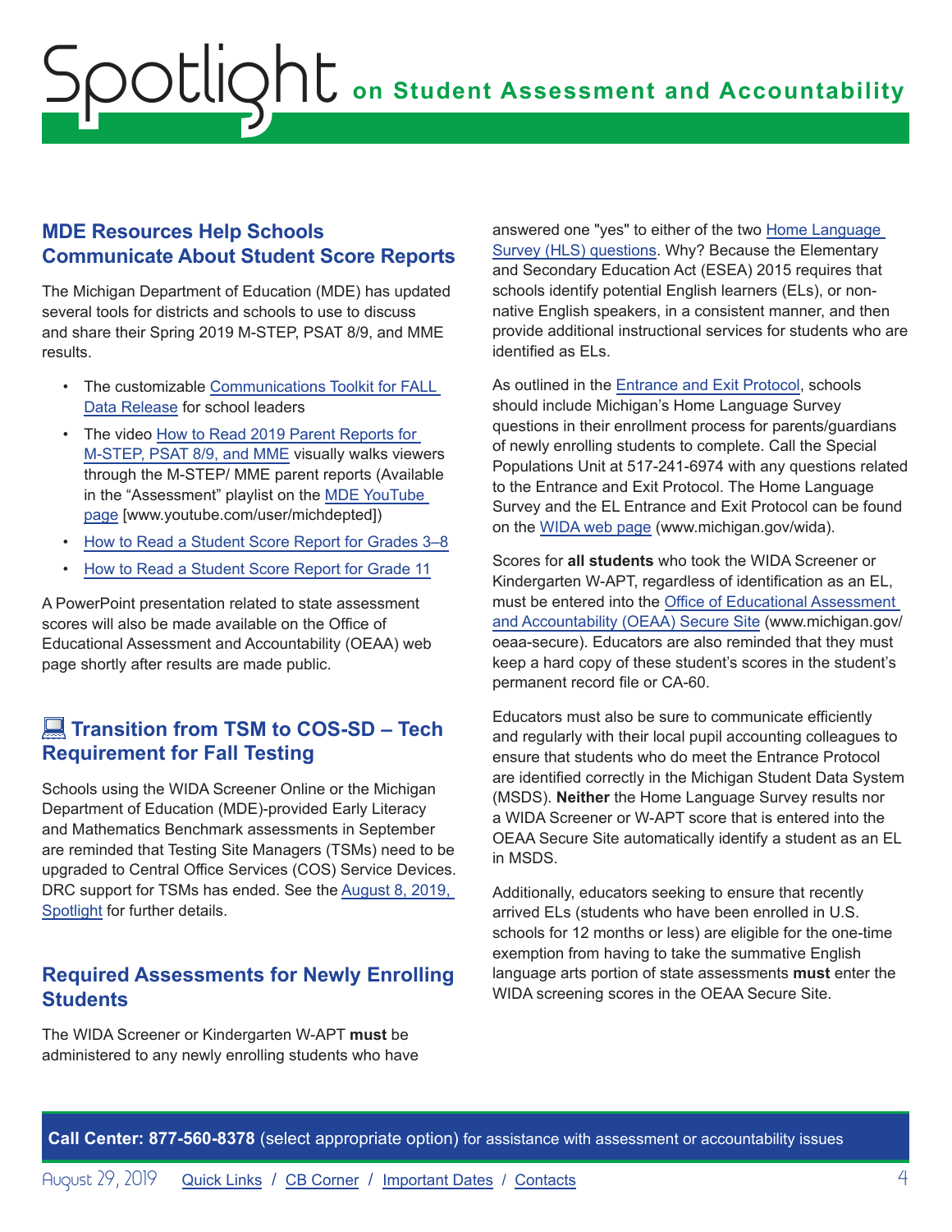## MDE Resources Help Schools Communicate About Student Score Reports

The Michigan Department of Education (MDE) has updated several tools for districts and schools to use to discuss and share their Spring 2019 M-STEP, PSAT 8/9, and MME results.

- The customizable Communications Toolkit for FALL Data Release for school leaders
- The video How to Read 2019 Parent Reports for M-STEP, PSAT 8/9, and MME visually walks viewers through the M-STEP/ MME parent reports (Available in the "Assessment" playlist on the MDE YouTube page [www.youtube.com/user/michdepted])
- How to Read a Student Score Report for Grades 3–8
- How to Read a Student Score Report for Grade 11

A PowerPoint presentation related to state assessment scores will also be made available on the Office of Educational Assessment and Accountability (OEAA) web page shortly after results are made public.

## 💻 Transition from TSM to COS-SD – Tech Requirement for Fall Testing

Schools using the WIDA Screener Online or the Michigan Department of Education (MDE)-provided Early Literacy and Mathematics Benchmark assessments in September are reminded that Testing Site Managers (TSMs) need to be upgraded to Central Office Services (COS) Service Devices. DRC support for TSMs has ended. See the August 8, 2019, Spotlight for further details.

## Required Assessments for Newly Enrolling Students

The WIDA Screener or Kindergarten W-APT **must** be administered to any newly enrolling students who have answered one "yes" to either of the two Home Language Survey (HLS) questions. Why? Because the Elementary and Secondary Education Act (ESEA) 2015 requires that schools identify potential English learners (ELs), or non-native English speakers, in a consistent manner, and then provide additional instructional services for students who are identified as ELs.

As outlined in the Entrance and Exit Protocol, schools should include Michigan's Home Language Survey questions in their enrollment process for parents/guardians of newly enrolling students to complete. Call the Special Populations Unit at 517-241-6974 with any questions related to the Entrance and Exit Protocol. The Home Language Survey and the EL Entrance and Exit Protocol can be found on the WIDA web page (www.michigan.gov/wida).

Scores for **all students** who took the WIDA Screener or Kindergarten W-APT, regardless of identification as an EL, must be entered into the Office of Educational Assessment and Accountability (OEAA) Secure Site (www.michigan.gov/oeaa-secure). Educators are also reminded that they must keep a hard copy of these student's scores in the student's permanent record file or CA-60.

Educators must also be sure to communicate efficiently and regularly with their local pupil accounting colleagues to ensure that students who do meet the Entrance Protocol are identified correctly in the Michigan Student Data System (MSDS). **Neither** the Home Language Survey results nor a WIDA Screener or W-APT score that is entered into the OEAA Secure Site automatically identify a student as an EL in MSDS.

Additionally, educators seeking to ensure that recently arrived ELs (students who have been enrolled in U.S. schools for 12 months or less) are eligible for the one-time exemption from having to take the summative English language arts portion of state assessments **must** enter the WIDA screening scores in the OEAA Secure Site.

**Call Center: 877-560-8378** (select appropriate option) for assistance with assessment or accountability issues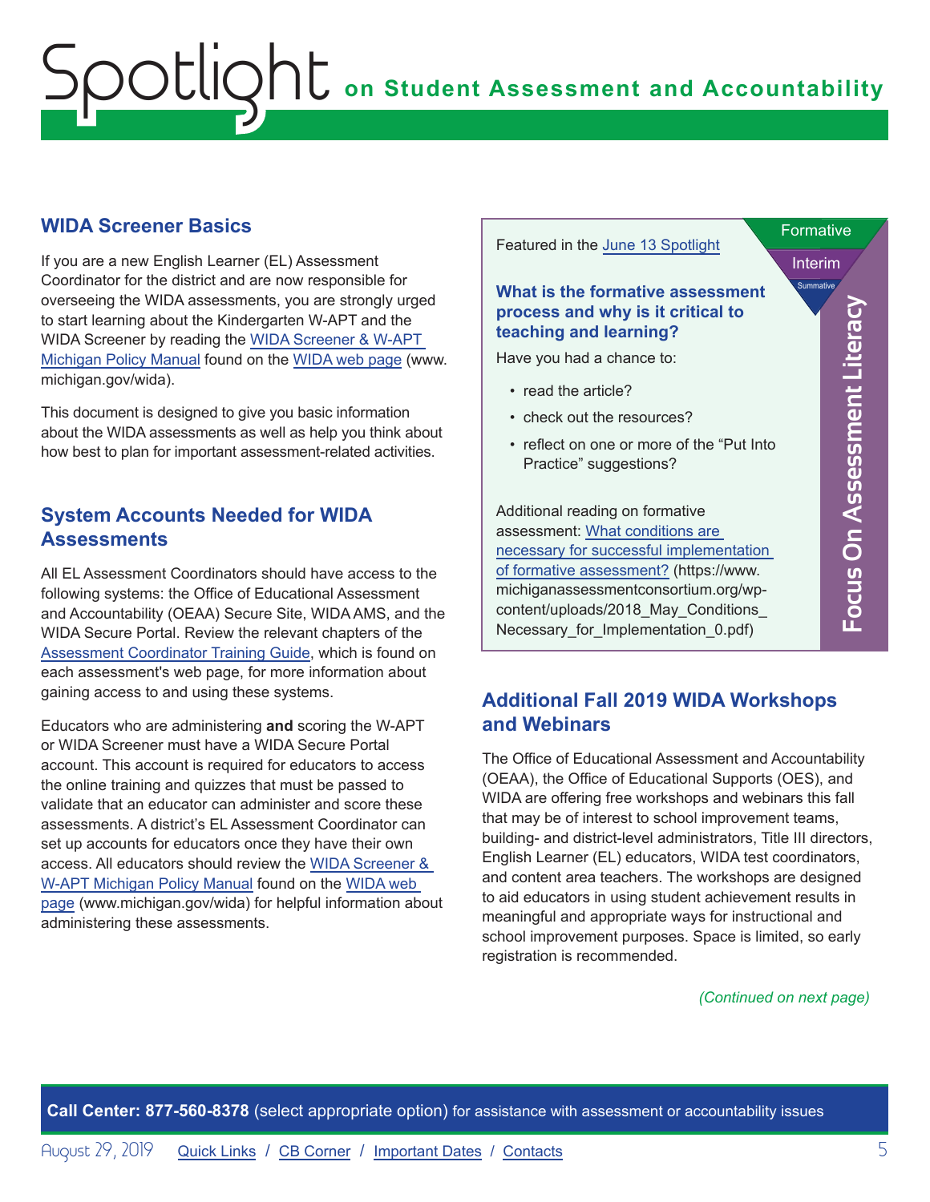## WIDA Screener Basics

If you are a new English Learner (EL) Assessment Coordinator for the district and are now responsible for overseeing the WIDA assessments, you are strongly urged to start learning about the Kindergarten W-APT and the WIDA Screener by reading the WIDA Screener & W-APT Michigan Policy Manual found on the WIDA web page (www.michigan.gov/wida).

This document is designed to give you basic information about the WIDA assessments as well as help you think about how best to plan for important assessment-related activities.

## System Accounts Needed for WIDA Assessments

All EL Assessment Coordinators should have access to the following systems: the Office of Educational Assessment and Accountability (OEAA) Secure Site, WIDA AMS, and the WIDA Secure Portal. Review the relevant chapters of the Assessment Coordinator Training Guide, which is found on each assessment's web page, for more information about gaining access to and using these systems.

Educators who are administering **and** scoring the W-APT or WIDA Screener must have a WIDA Secure Portal account. This account is required for educators to access the online training and quizzes that must be passed to validate that an educator can administer and score these assessments. A district's EL Assessment Coordinator can set up accounts for educators once they have their own access. All educators should review the WIDA Screener & W-APT Michigan Policy Manual found on the WIDA web page (www.michigan.gov/wida) for helpful information about administering these assessments.

---

**Focus On Assessment Literacy**

Formative / Interim / Summative

Featured in the June 13 Spotlight

**What is the formative assessment process and why is it critical to teaching and learning?**

Have you had a chance to:

- read the article?
- check out the resources?
- reflect on one or more of the "Put Into Practice" suggestions?

Additional reading on formative assessment: What conditions are necessary for successful implementation of formative assessment? (https://www.michiganassessmentconsortium.org/wp-content/uploads/2018_May_Conditions_Necessary_for_Implementation_0.pdf)

---

## Additional Fall 2019 WIDA Workshops and Webinars

The Office of Educational Assessment and Accountability (OEAA), the Office of Educational Supports (OES), and WIDA are offering free workshops and webinars this fall that may be of interest to school improvement teams, building- and district-level administrators, Title III directors, English Learner (EL) educators, WIDA test coordinators, and content area teachers. The workshops are designed to aid educators in using student achievement results in meaningful and appropriate ways for instructional and school improvement purposes. Space is limited, so early registration is recommended.

*(Continued on next page)*

**Call Center: 877-560-8378** (select appropriate option) for assistance with assessment or accountability issues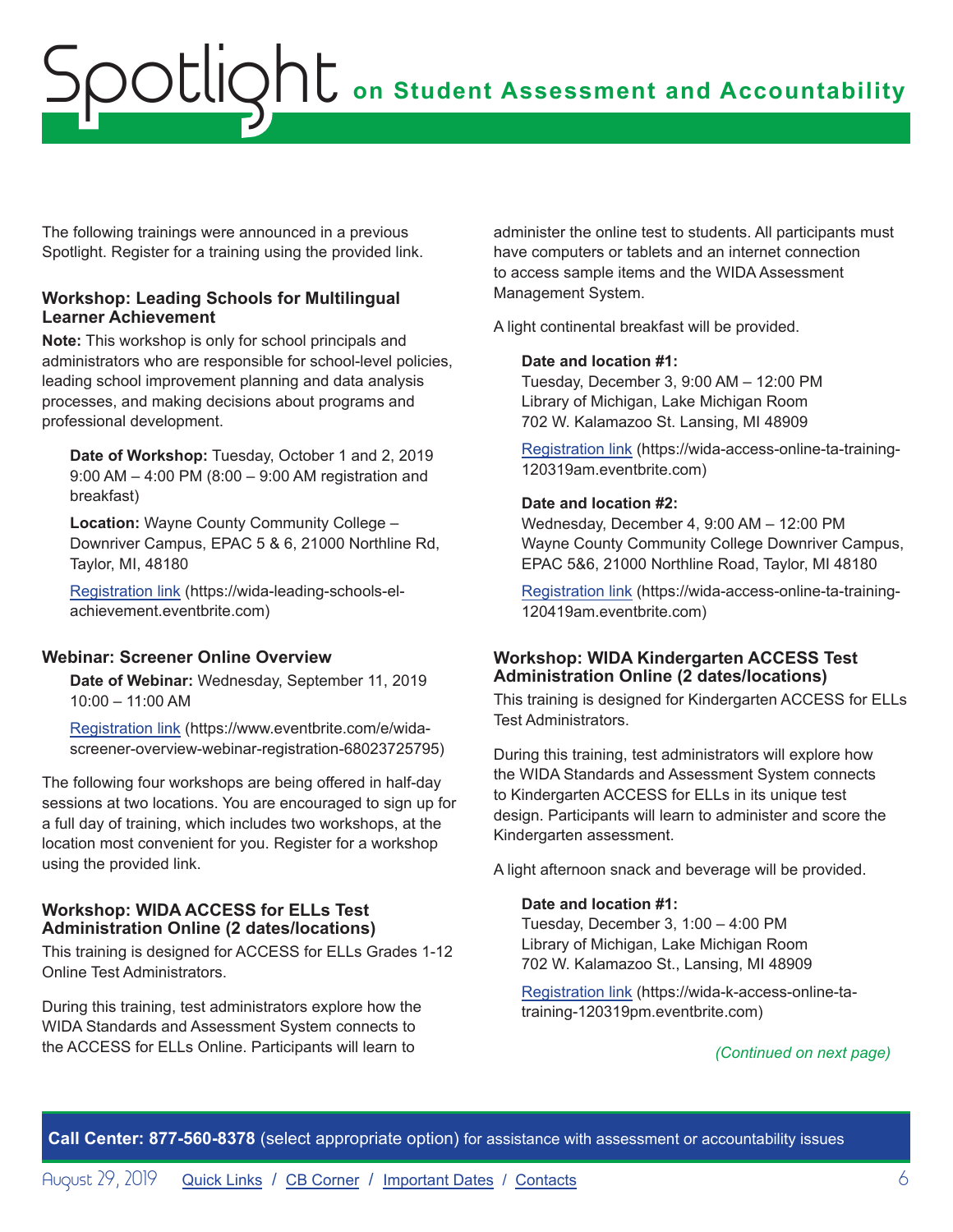The following trainings were announced in a previous Spotlight. Register for a training using the provided link.

### Workshop: Leading Schools for Multilingual Learner Achievement

**Note:** This workshop is only for school principals and administrators who are responsible for school-level policies, leading school improvement planning and data analysis processes, and making decisions about programs and professional development.

**Date of Workshop:** Tuesday, October 1 and 2, 2019
9:00 AM – 4:00 PM (8:00 – 9:00 AM registration and breakfast)

**Location:** Wayne County Community College – Downriver Campus, EPAC 5 & 6, 21000 Northline Rd, Taylor, MI, 48180

Registration link (https://wida-leading-schools-el-achievement.eventbrite.com)

### Webinar: Screener Online Overview

**Date of Webinar:** Wednesday, September 11, 2019
10:00 – 11:00 AM

Registration link (https://www.eventbrite.com/e/wida-screener-overview-webinar-registration-68023725795)

The following four workshops are being offered in half-day sessions at two locations. You are encouraged to sign up for a full day of training, which includes two workshops, at the location most convenient for you. Register for a workshop using the provided link.

### Workshop: WIDA ACCESS for ELLs Test Administration Online (2 dates/locations)

This training is designed for ACCESS for ELLs Grades 1-12 Online Test Administrators.

During this training, test administrators explore how the WIDA Standards and Assessment System connects to the ACCESS for ELLs Online. Participants will learn to administer the online test to students. All participants must have computers or tablets and an internet connection to access sample items and the WIDA Assessment Management System.

A light continental breakfast will be provided.

**Date and location #1:**
Tuesday, December 3, 9:00 AM – 12:00 PM
Library of Michigan, Lake Michigan Room
702 W. Kalamazoo St. Lansing, MI 48909

Registration link (https://wida-access-online-ta-training-120319am.eventbrite.com)

**Date and location #2:**
Wednesday, December 4, 9:00 AM – 12:00 PM
Wayne County Community College Downriver Campus, EPAC 5&6, 21000 Northline Road, Taylor, MI 48180

Registration link (https://wida-access-online-ta-training-120419am.eventbrite.com)

### Workshop: WIDA Kindergarten ACCESS Test Administration Online (2 dates/locations)

This training is designed for Kindergarten ACCESS for ELLs Test Administrators.

During this training, test administrators will explore how the WIDA Standards and Assessment System connects to Kindergarten ACCESS for ELLs in its unique test design. Participants will learn to administer and score the Kindergarten assessment.

A light afternoon snack and beverage will be provided.

**Date and location #1:**
Tuesday, December 3, 1:00 – 4:00 PM
Library of Michigan, Lake Michigan Room
702 W. Kalamazoo St., Lansing, MI 48909

Registration link (https://wida-k-access-online-ta-training-120319pm.eventbrite.com)

*(Continued on next page)*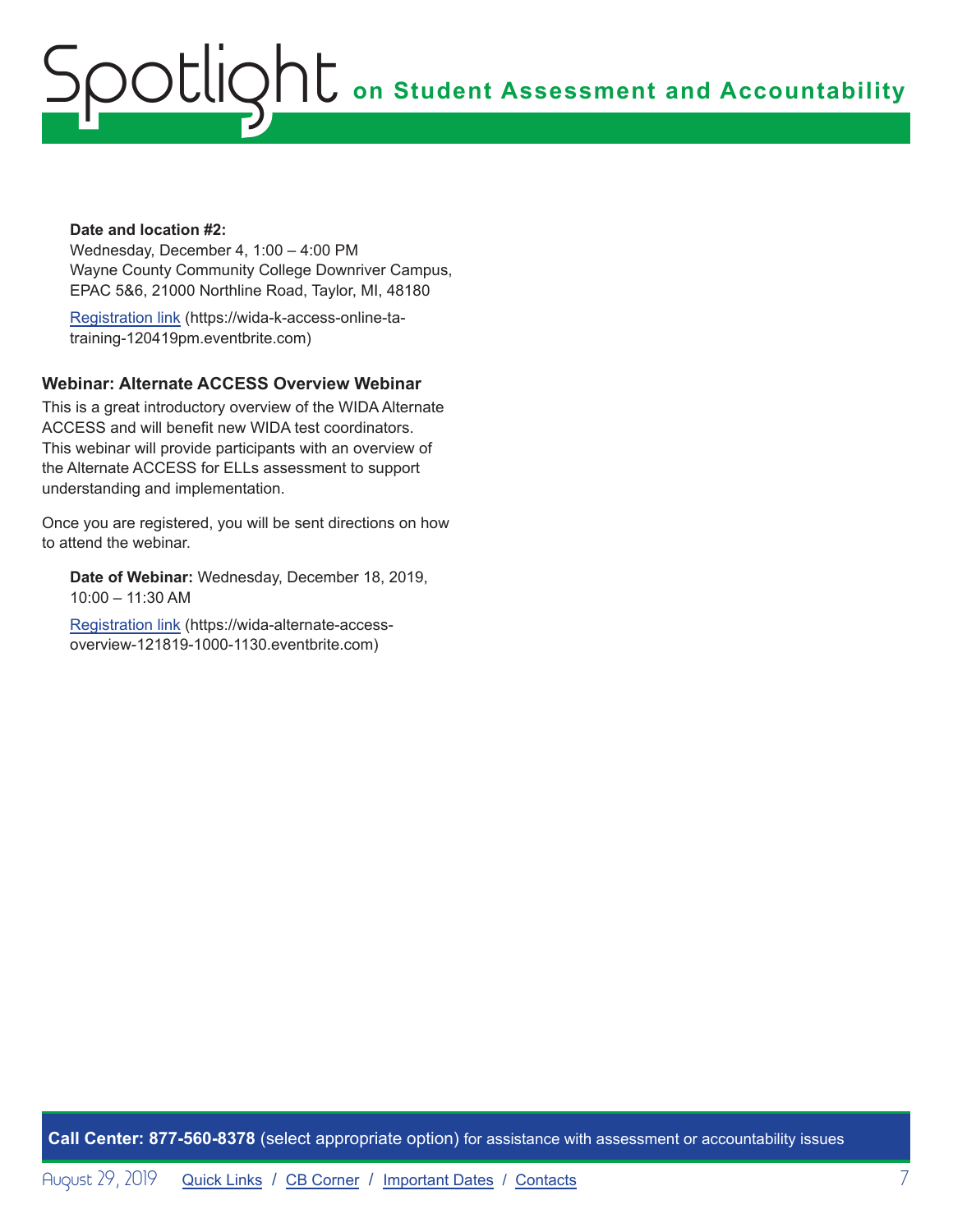**Date and location #2:**
Wednesday, December 4, 1:00 – 4:00 PM
Wayne County Community College Downriver Campus, EPAC 5&6, 21000 Northline Road, Taylor, MI, 48180

Registration link (https://wida-k-access-online-ta-training-120419pm.eventbrite.com)

### Webinar: Alternate ACCESS Overview Webinar

This is a great introductory overview of the WIDA Alternate ACCESS and will benefit new WIDA test coordinators. This webinar will provide participants with an overview of the Alternate ACCESS for ELLs assessment to support understanding and implementation.

Once you are registered, you will be sent directions on how to attend the webinar.

**Date of Webinar:** Wednesday, December 18, 2019, 10:00 – 11:30 AM

Registration link (https://wida-alternate-access-overview-121819-1000-1130.eventbrite.com)

**Call Center: 877-560-8378** (select appropriate option) for assistance with assessment or accountability issues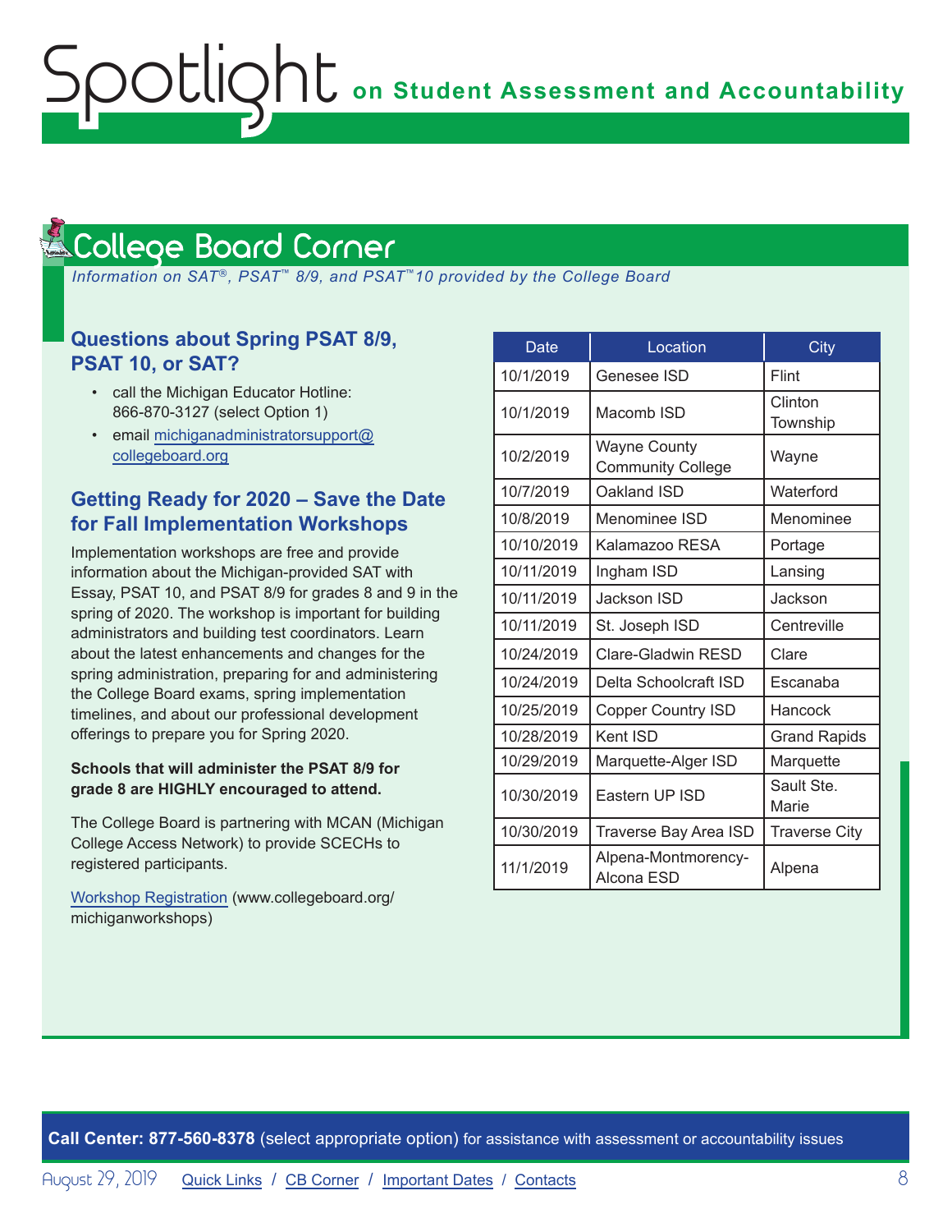## College Board Corner

*Information on SAT®, PSAT™ 8/9, and PSAT™10 provided by the College Board*

### Questions about Spring PSAT 8/9, PSAT 10, or SAT?

- call the Michigan Educator Hotline: 866-870-3127 (select Option 1)
- email michiganadministratorsupport@collegeboard.org

### Getting Ready for 2020 – Save the Date for Fall Implementation Workshops

Implementation workshops are free and provide information about the Michigan-provided SAT with Essay, PSAT 10, and PSAT 8/9 for grades 8 and 9 in the spring of 2020. The workshop is important for building administrators and building test coordinators. Learn about the latest enhancements and changes for the spring administration, preparing for and administering the College Board exams, spring implementation timelines, and about our professional development offerings to prepare you for Spring 2020.

**Schools that will administer the PSAT 8/9 for grade 8 are HIGHLY encouraged to attend.**

The College Board is partnering with MCAN (Michigan College Access Network) to provide SCECHs to registered participants.

Workshop Registration (www.collegeboard.org/michiganworkshops)

| Date | Location | City |
|---|---|---|
| 10/1/2019 | Genesee ISD | Flint |
| 10/1/2019 | Macomb ISD | Clinton Township |
| 10/2/2019 | Wayne County Community College | Wayne |
| 10/7/2019 | Oakland ISD | Waterford |
| 10/8/2019 | Menominee ISD | Menominee |
| 10/10/2019 | Kalamazoo RESA | Portage |
| 10/11/2019 | Ingham ISD | Lansing |
| 10/11/2019 | Jackson ISD | Jackson |
| 10/11/2019 | St. Joseph ISD | Centreville |
| 10/24/2019 | Clare-Gladwin RESD | Clare |
| 10/24/2019 | Delta Schoolcraft ISD | Escanaba |
| 10/25/2019 | Copper Country ISD | Hancock |
| 10/28/2019 | Kent ISD | Grand Rapids |
| 10/29/2019 | Marquette-Alger ISD | Marquette |
| 10/30/2019 | Eastern UP ISD | Sault Ste. Marie |
| 10/30/2019 | Traverse Bay Area ISD | Traverse City |
| 11/1/2019 | Alpena-Montmorency-Alcona ESD | Alpena |

**Call Center: 877-560-8378** (select appropriate option) for assistance with assessment or accountability issues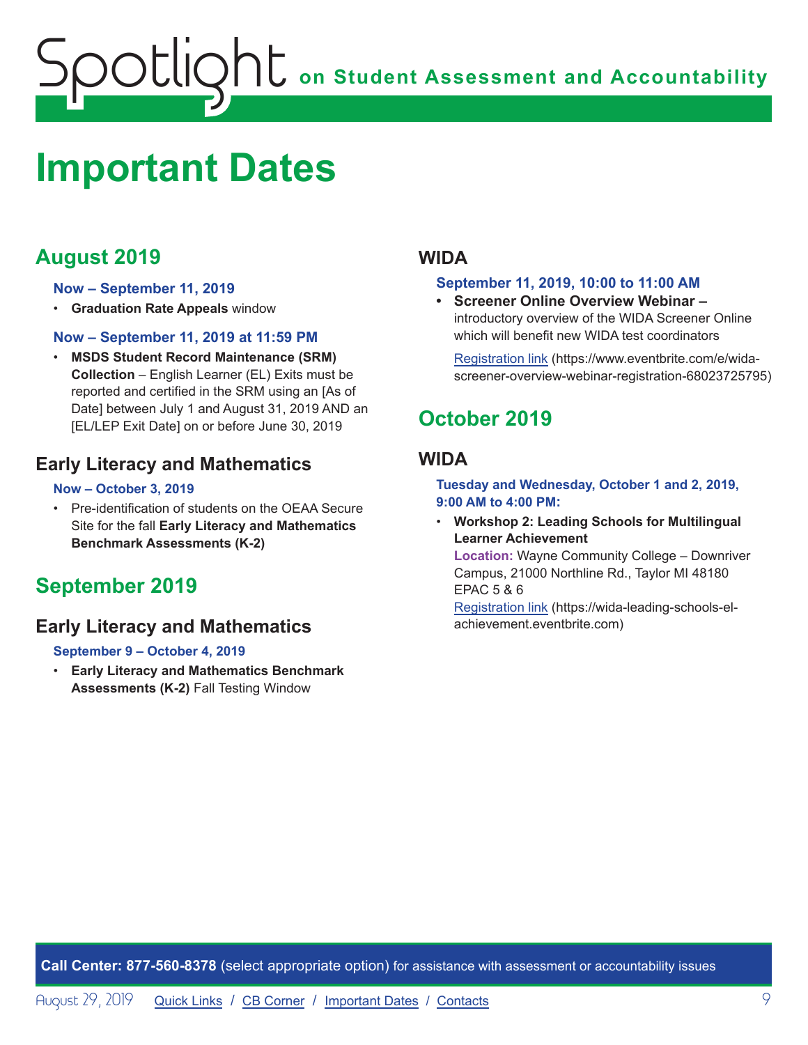# Important Dates

## August 2019

**Now – September 11, 2019**

- **Graduation Rate Appeals** window

**Now – September 11, 2019 at 11:59 PM**

- **MSDS Student Record Maintenance (SRM) Collection** – English Learner (EL) Exits must be reported and certified in the SRM using an [As of Date] between July 1 and August 31, 2019 AND an [EL/LEP Exit Date] on or before June 30, 2019

### Early Literacy and Mathematics

**Now – October 3, 2019**

- Pre-identification of students on the OEAA Secure Site for the fall **Early Literacy and Mathematics Benchmark Assessments (K-2)**

## September 2019

### Early Literacy and Mathematics

**September 9 – October 4, 2019**

- **Early Literacy and Mathematics Benchmark Assessments (K-2)** Fall Testing Window

### WIDA

**September 11, 2019, 10:00 to 11:00 AM**

- **Screener Online Overview Webinar –** introductory overview of the WIDA Screener Online which will benefit new WIDA test coordinators

  Registration link (https://www.eventbrite.com/e/wida-screener-overview-webinar-registration-68023725795)

## October 2019

### WIDA

**Tuesday and Wednesday, October 1 and 2, 2019, 9:00 AM to 4:00 PM:**

- **Workshop 2: Leading Schools for Multilingual Learner Achievement**
  **Location:** Wayne Community College – Downriver Campus, 21000 Northline Rd., Taylor MI 48180 EPAC 5 & 6
  Registration link (https://wida-leading-schools-el-achievement.eventbrite.com)

**Call Center: 877-560-8378** (select appropriate option) for assistance with assessment or accountability issues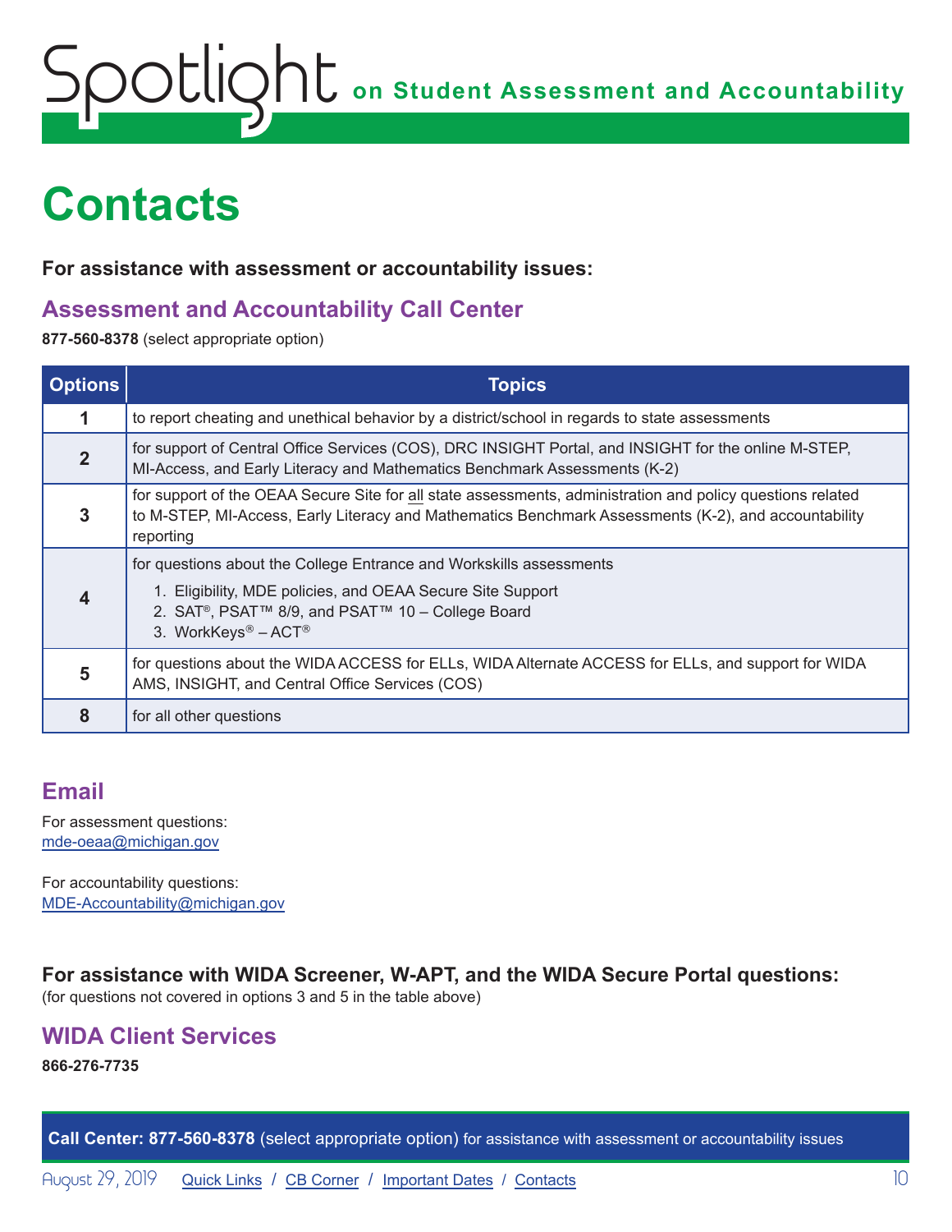# Contacts

**For assistance with assessment or accountability issues:**

## Assessment and Accountability Call Center

**877-560-8378** (select appropriate option)

| Options | Topics |
|---|---|
| **1** | to report cheating and unethical behavior by a district/school in regards to state assessments |
| **2** | for support of Central Office Services (COS), DRC INSIGHT Portal, and INSIGHT for the online M-STEP, MI-Access, and Early Literacy and Mathematics Benchmark Assessments (K-2) |
| **3** | for support of the OEAA Secure Site for all state assessments, administration and policy questions related to M-STEP, MI-Access, Early Literacy and Mathematics Benchmark Assessments (K-2), and accountability reporting |
| **4** | for questions about the College Entrance and Workskills assessments<br>1. Eligibility, MDE policies, and OEAA Secure Site Support<br>2. SAT®, PSAT™ 8/9, and PSAT™ 10 – College Board<br>3. WorkKeys® – ACT® |
| **5** | for questions about the WIDA ACCESS for ELLs, WIDA Alternate ACCESS for ELLs, and support for WIDA AMS, INSIGHT, and Central Office Services (COS) |
| **8** | for all other questions |

## Email

For assessment questions:
mde-oeaa@michigan.gov

For accountability questions:
MDE-Accountability@michigan.gov

**For assistance with WIDA Screener, W-APT, and the WIDA Secure Portal questions:**
(for questions not covered in options 3 and 5 in the table above)

## WIDA Client Services

**866-276-7735**

**Call Center: 877-560-8378** (select appropriate option) for assistance with assessment or accountability issues